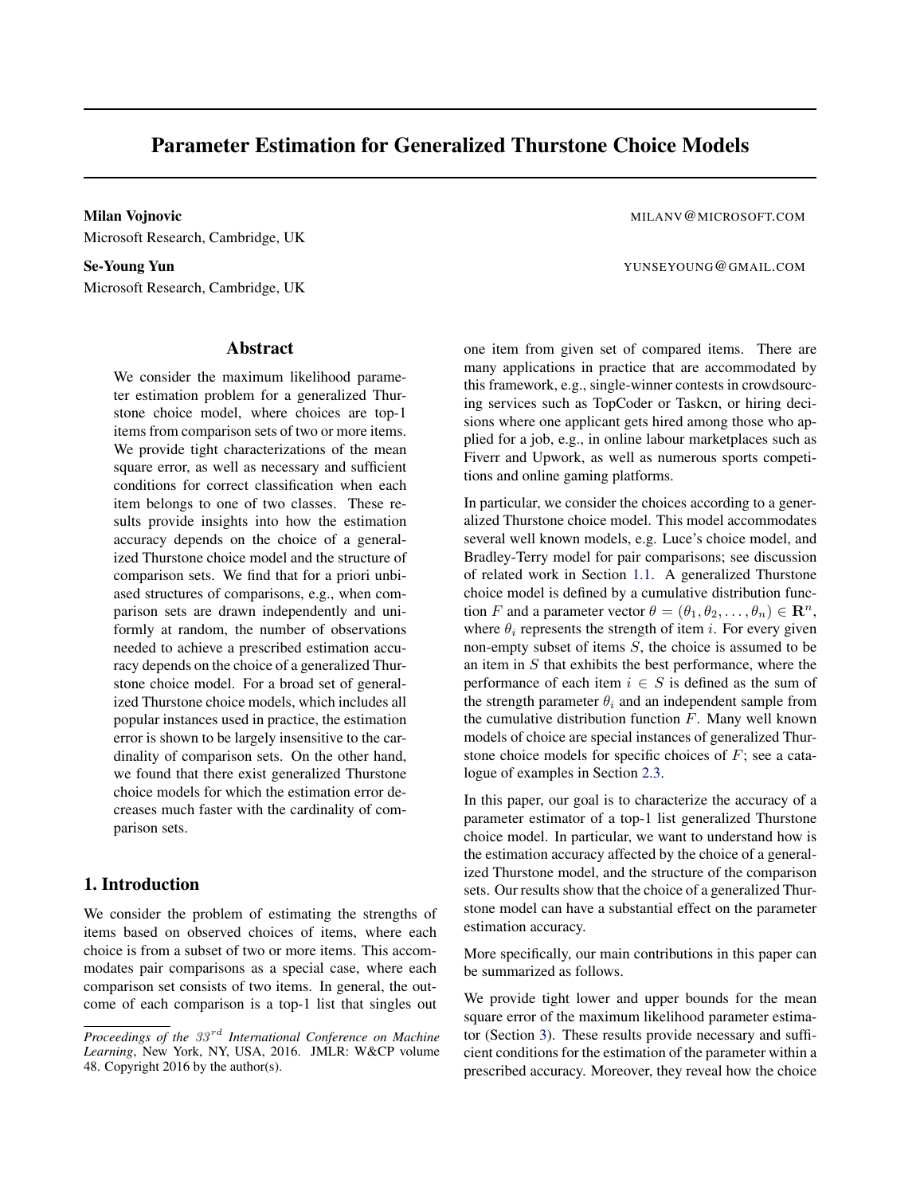# Parameter Estimation for Generalized Thurstone Choice Models

**Milan Vojnovic** MILANV@MICROSOFT.COM
Microsoft Research, Cambridge, UK

**Se-Young Yun** YUNSEYOUNG@GMAIL.COM
Microsoft Research, Cambridge, UK

## Abstract

We consider the maximum likelihood parameter estimation problem for a generalized Thurstone choice model, where choices are top-1 items from comparison sets of two or more items. We provide tight characterizations of the mean square error, as well as necessary and sufficient conditions for correct classification when each item belongs to one of two classes. These results provide insights into how the estimation accuracy depends on the choice of a generalized Thurstone choice model and the structure of comparison sets. We find that for a priori unbiased structures of comparisons, e.g., when comparison sets are drawn independently and uniformly at random, the number of observations needed to achieve a prescribed estimation accuracy depends on the choice of a generalized Thurstone choice model. For a broad set of generalized Thurstone choice models, which includes all popular instances used in practice, the estimation error is shown to be largely insensitive to the cardinality of comparison sets. On the other hand, we found that there exist generalized Thurstone choice models for which the estimation error decreases much faster with the cardinality of comparison sets.

## 1. Introduction

We consider the problem of estimating the strengths of items based on observed choices of items, where each choice is from a subset of two or more items. This accommodates pair comparisons as a special case, where each comparison set consists of two items. In general, the outcome of each comparison is a top-1 list that singles out one item from given set of compared items. There are many applications in practice that are accommodated by this framework, e.g., single-winner contests in crowdsourcing services such as TopCoder or Taskcn, or hiring decisions where one applicant gets hired among those who applied for a job, e.g., in online labour marketplaces such as Fiverr and Upwork, as well as numerous sports competitions and online gaming platforms.

In particular, we consider the choices according to a generalized Thurstone choice model. This model accommodates several well known models, e.g. Luce's choice model, and Bradley-Terry model for pair comparisons; see discussion of related work in Section 1.1. A generalized Thurstone choice model is defined by a cumulative distribution function $F$ and a parameter vector $\theta = (\theta_1, \theta_2, \dots, \theta_n) \in \mathbf{R}^n$, where $\theta_i$ represents the strength of item $i$. For every given non-empty subset of items $S$, the choice is assumed to be an item in $S$ that exhibits the best performance, where the performance of each item $i \in S$ is defined as the sum of the strength parameter $\theta_i$ and an independent sample from the cumulative distribution function $F$. Many well known models of choice are special instances of generalized Thurstone choice models for specific choices of $F$; see a catalogue of examples in Section 2.3.

In this paper, our goal is to characterize the accuracy of a parameter estimator of a top-1 list generalized Thurstone choice model. In particular, we want to understand how is the estimation accuracy affected by the choice of a generalized Thurstone model, and the structure of the comparison sets. Our results show that the choice of a generalized Thurstone model can have a substantial effect on the parameter estimation accuracy.

More specifically, our main contributions in this paper can be summarized as follows.

We provide tight lower and upper bounds for the mean square error of the maximum likelihood parameter estimator (Section 3). These results provide necessary and sufficient conditions for the estimation of the parameter within a prescribed accuracy. Moreover, they reveal how the choice

*Proceedings of the $33^{rd}$ International Conference on Machine Learning*, New York, NY, USA, 2016. JMLR: W&CP volume 48. Copyright 2016 by the author(s).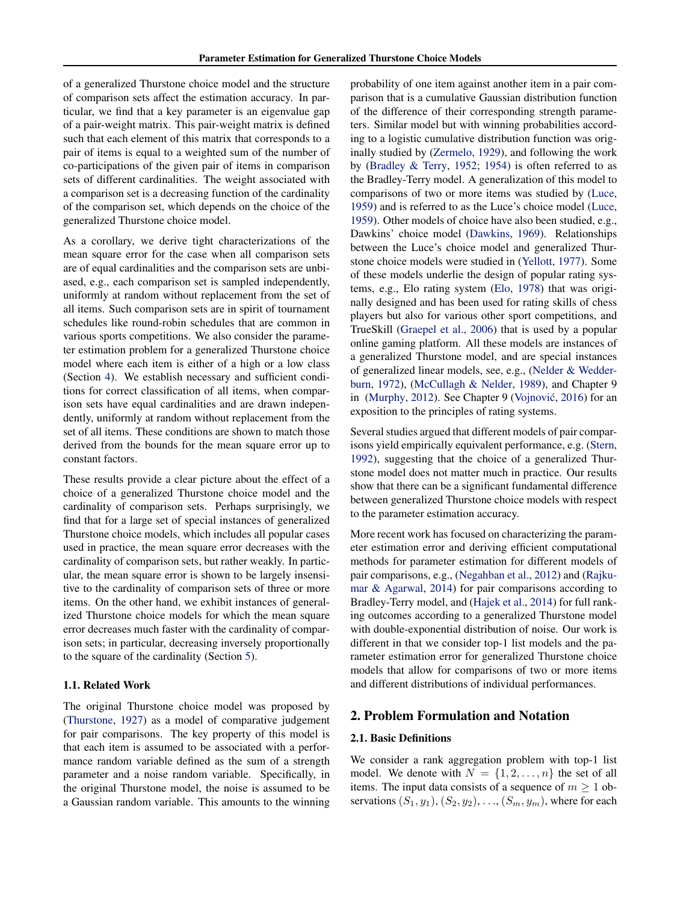of a generalized Thurstone choice model and the structure of comparison sets affect the estimation accuracy. In particular, we find that a key parameter is an eigenvalue gap of a pair-weight matrix. This pair-weight matrix is defined such that each element of this matrix that corresponds to a pair of items is equal to a weighted sum of the number of co-participations of the given pair of items in comparison sets of different cardinalities. The weight associated with a comparison set is a decreasing function of the cardinality of the comparison set, which depends on the choice of the generalized Thurstone choice model.

As a corollary, we derive tight characterizations of the mean square error for the case when all comparison sets are of equal cardinalities and the comparison sets are unbiased, e.g., each comparison set is sampled independently, uniformly at random without replacement from the set of all items. Such comparison sets are in spirit of tournament schedules like round-robin schedules that are common in various sports competitions. We also consider the parameter estimation problem for a generalized Thurstone choice model where each item is either of a high or a low class (Section 4). We establish necessary and sufficient conditions for correct classification of all items, when comparison sets have equal cardinalities and are drawn independently, uniformly at random without replacement from the set of all items. These conditions are shown to match those derived from the bounds for the mean square error up to constant factors.

These results provide a clear picture about the effect of a choice of a generalized Thurstone choice model and the cardinality of comparison sets. Perhaps surprisingly, we find that for a large set of special instances of generalized Thurstone choice models, which includes all popular cases used in practice, the mean square error decreases with the cardinality of comparison sets, but rather weakly. In particular, the mean square error is shown to be largely insensitive to the cardinality of comparison sets of three or more items. On the other hand, we exhibit instances of generalized Thurstone choice models for which the mean square error decreases much faster with the cardinality of comparison sets; in particular, decreasing inversely proportionally to the square of the cardinality (Section 5).

### 1.1. Related Work

The original Thurstone choice model was proposed by (Thurstone, 1927) as a model of comparative judgement for pair comparisons. The key property of this model is that each item is assumed to be associated with a performance random variable defined as the sum of a strength parameter and a noise random variable. Specifically, in the original Thurstone model, the noise is assumed to be a Gaussian random variable. This amounts to the winning probability of one item against another item in a pair comparison that is a cumulative Gaussian distribution function of the difference of their corresponding strength parameters. Similar model but with winning probabilities according to a logistic cumulative distribution function was originally studied by (Zermelo, 1929), and following the work by (Bradley & Terry, 1952; 1954) is often referred to as the Bradley-Terry model. A generalization of this model to comparisons of two or more items was studied by (Luce, 1959) and is referred to as the Luce's choice model (Luce, 1959). Other models of choice have also been studied, e.g., Dawkins' choice model (Dawkins, 1969). Relationships between the Luce's choice model and generalized Thurstone choice models were studied in (Yellott, 1977). Some of these models underlie the design of popular rating systems, e.g., Elo rating system (Elo, 1978) that was originally designed and has been used for rating skills of chess players but also for various other sport competitions, and TrueSkill (Graepel et al., 2006) that is used by a popular online gaming platform. All these models are instances of a generalized Thurstone model, and are special instances of generalized linear models, see, e.g., (Nelder & Wedderburn, 1972), (McCullagh & Nelder, 1989), and Chapter 9 in (Murphy, 2012). See Chapter 9 (Vojnović, 2016) for an exposition to the principles of rating systems.

Several studies argued that different models of pair comparisons yield empirically equivalent performance, e.g. (Stern, 1992), suggesting that the choice of a generalized Thurstone model does not matter much in practice. Our results show that there can be a significant fundamental difference between generalized Thurstone choice models with respect to the parameter estimation accuracy.

More recent work has focused on characterizing the parameter estimation error and deriving efficient computational methods for parameter estimation for different models of pair comparisons, e.g., (Negahban et al., 2012) and (Rajkumar & Agarwal, 2014) for pair comparisons according to Bradley-Terry model, and (Hajek et al., 2014) for full ranking outcomes according to a generalized Thurstone model with double-exponential distribution of noise. Our work is different in that we consider top-1 list models and the parameter estimation error for generalized Thurstone choice models that allow for comparisons of two or more items and different distributions of individual performances.

## 2. Problem Formulation and Notation

### 2.1. Basic Definitions

We consider a rank aggregation problem with top-1 list model. We denote with $N = \{1, 2, \ldots, n\}$ the set of all items. The input data consists of a sequence of $m \geq 1$ observations $(S_1, y_1), (S_2, y_2), \ldots, (S_m, y_m)$, where for each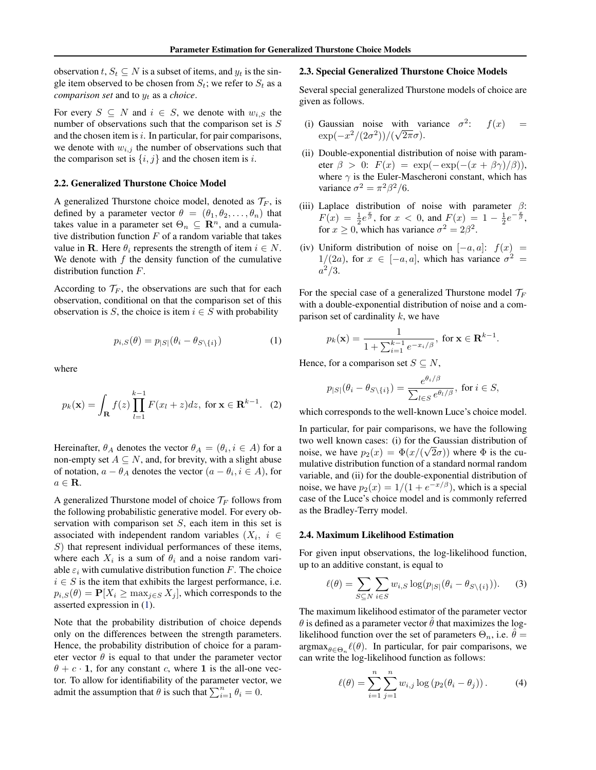observation $t$, $S_t \subseteq N$ is a subset of items, and $y_t$ is the single item observed to be chosen from $S_t$; we refer to $S_t$ as a *comparison set* and to $y_t$ as a *choice*.

For every $S \subseteq N$ and $i \in S$, we denote with $w_{i,S}$ the number of observations such that the comparison set is $S$ and the chosen item is $i$. In particular, for pair comparisons, we denote with $w_{i,j}$ the number of observations such that the comparison set is $\{i, j\}$ and the chosen item is $i$.

### 2.2. Generalized Thurstone Choice Model

A generalized Thurstone choice model, denoted as $\mathcal{T}_F$, is defined by a parameter vector $\theta = (\theta_1, \theta_2, \ldots, \theta_n)$ that takes value in a parameter set $\Theta_n \subseteq \mathbf{R}^n$, and a cumulative distribution function $F$ of a random variable that takes value in $\mathbf{R}$. Here $\theta_i$ represents the strength of item $i \in N$. We denote with $f$ the density function of the cumulative distribution function $F$.

According to $\mathcal{T}_F$, the observations are such that for each observation, conditional on that the comparison set of this observation is $S$, the choice is item $i \in S$ with probability

$$p_{i,S}(\theta) = p_{|S|}(\theta_i - \theta_{S\setminus\{i\}}) \tag{1}$$

where

$$p_k(\mathbf{x}) = \int_{\mathbf{R}} f(z) \prod_{l=1}^{k-1} F(x_l + z) dz, \text{ for } \mathbf{x} \in \mathbf{R}^{k-1}. \tag{2}$$

Hereinafter, $\theta_A$ denotes the vector $\theta_A = (\theta_i, i \in A)$ for a non-empty set $A \subseteq N$, and, for brevity, with a slight abuse of notation, $a - \theta_A$ denotes the vector $(a - \theta_i, i \in A)$, for $a \in \mathbf{R}$.

A generalized Thurstone model of choice $\mathcal{T}_F$ follows from the following probabilistic generative model. For every observation with comparison set $S$, each item in this set is associated with independent random variables $(X_i,\ i \in S)$ that represent individual performances of these items, where each $X_i$ is a sum of $\theta_i$ and a noise random variable $\varepsilon_i$ with cumulative distribution function $F$. The choice $i \in S$ is the item that exhibits the largest performance, i.e. $p_{i,S}(\theta) = \mathbf{P}[X_i \geq \max_{j \in S} X_j]$, which corresponds to the asserted expression in (1).

Note that the probability distribution of choice depends only on the differences between the strength parameters. Hence, the probability distribution of choice for a parameter vector $\theta$ is equal to that under the parameter vector $\theta + c \cdot \mathbf{1}$, for any constant $c$, where $\mathbf{1}$ is the all-one vector. To allow for identifiability of the parameter vector, we admit the assumption that $\theta$ is such that $\sum_{i=1}^n \theta_i = 0$.

### 2.3. Special Generalized Thurstone Choice Models

Several special generalized Thurstone models of choice are given as follows.

(i) Gaussian noise with variance $\sigma^2$: $f(x) = \exp(-x^2/(2\sigma^2))/(\sqrt{2\pi}\sigma)$.

(ii) Double-exponential distribution of noise with parameter $\beta > 0$: $F(x) = \exp(-\exp(-(x + \beta\gamma)/\beta))$, where $\gamma$ is the Euler-Mascheroni constant, which has variance $\sigma^2 = \pi^2\beta^2/6$.

(iii) Laplace distribution of noise with parameter $\beta$: $F(x) = \frac{1}{2}e^{\frac{x}{\beta}}$, for $x < 0$, and $F(x) = 1 - \frac{1}{2}e^{-\frac{x}{\beta}}$, for $x \geq 0$, which has variance $\sigma^2 = 2\beta^2$.

(iv) Uniform distribution of noise on $[-a, a]$: $f(x) = 1/(2a)$, for $x \in [-a, a]$, which has variance $\sigma^2 = a^2/3$.

For the special case of a generalized Thurstone model $\mathcal{T}_F$ with a double-exponential distribution of noise and a comparison set of cardinality $k$, we have

$$p_k(\mathbf{x}) = \frac{1}{1 + \sum_{i=1}^{k-1} e^{-x_i/\beta}}, \text{ for } \mathbf{x} \in \mathbf{R}^{k-1}.$$

Hence, for a comparison set $S \subseteq N$,

$$p_{|S|}(\theta_i - \theta_{S\setminus\{i\}}) = \frac{e^{\theta_i/\beta}}{\sum_{l \in S} e^{\theta_l/\beta}}, \text{ for } i \in S,$$

which corresponds to the well-known Luce's choice model.

In particular, for pair comparisons, we have the following two well known cases: (i) for the Gaussian distribution of noise, we have $p_2(x) = \Phi(x/(\sqrt{2}\sigma))$ where $\Phi$ is the cumulative distribution function of a standard normal random variable, and (ii) for the double-exponential distribution of noise, we have $p_2(x) = 1/(1 + e^{-x/\beta})$, which is a special case of the Luce's choice model and is commonly referred as the Bradley-Terry model.

### 2.4. Maximum Likelihood Estimation

For given input observations, the log-likelihood function, up to an additive constant, is equal to

$$\ell(\theta) = \sum_{S \subseteq N} \sum_{i \in S} w_{i,S} \log(p_{|S|}(\theta_i - \theta_{S\setminus\{i\}})). \tag{3}$$

The maximum likelihood estimator of the parameter vector $\theta$ is defined as a parameter vector $\hat{\theta}$ that maximizes the log-likelihood function over the set of parameters $\Theta_n$, i.e. $\hat{\theta} = \text{argmax}_{\theta \in \Theta_n} \ell(\theta)$. In particular, for pair comparisons, we can write the log-likelihood function as follows:

$$\ell(\theta) = \sum_{i=1}^n \sum_{j=1}^n w_{i,j} \log\left(p_2(\theta_i - \theta_j)\right). \tag{4}$$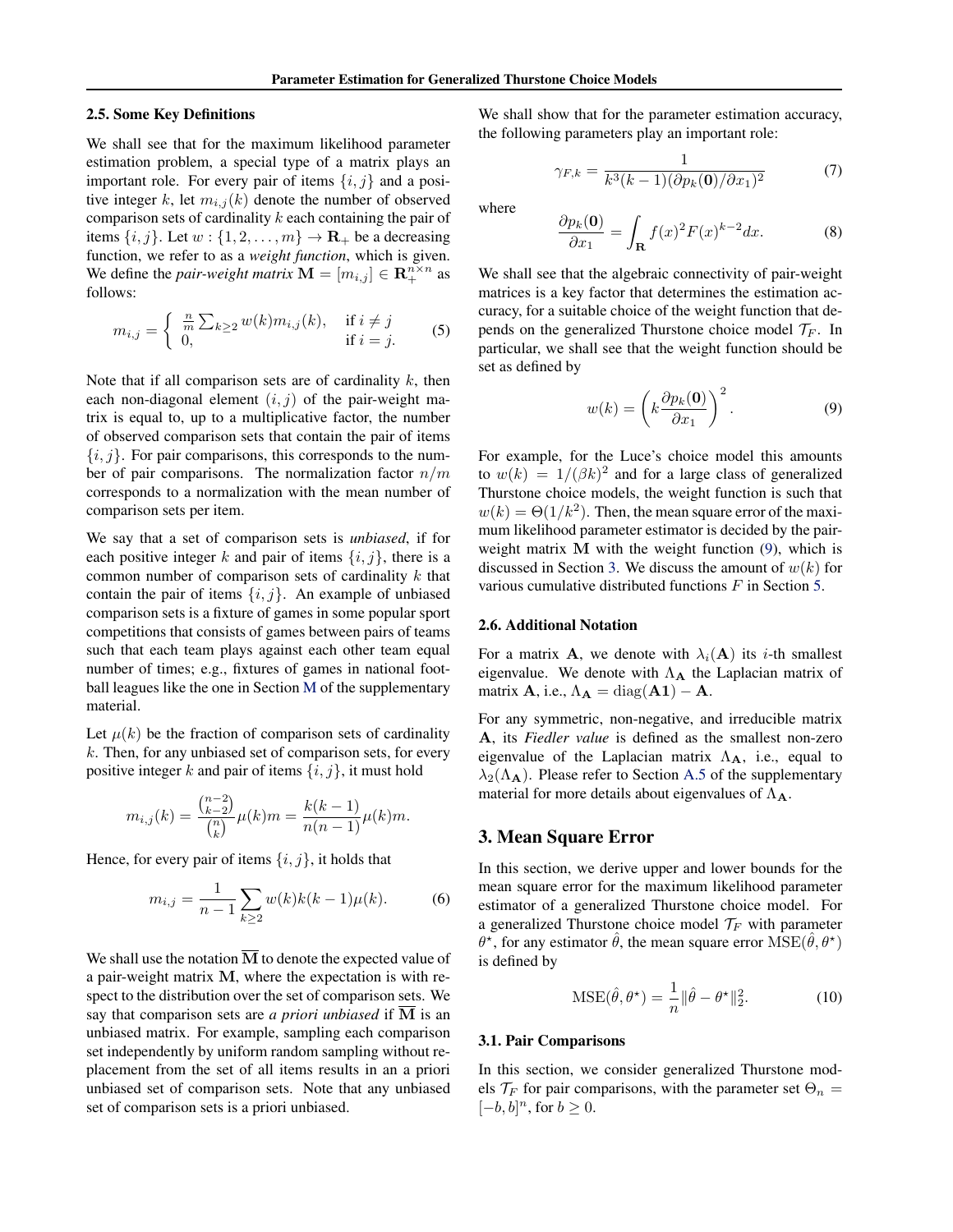### 2.5. Some Key Definitions

We shall see that for the maximum likelihood parameter estimation problem, a special type of a matrix plays an important role. For every pair of items $\{i, j\}$ and a positive integer $k$, let $m_{i,j}(k)$ denote the number of observed comparison sets of cardinality $k$ each containing the pair of items $\{i, j\}$. Let $w : \{1, 2, \dots, m\} \to \mathbf{R}_+$ be a decreasing function, we refer to as a *weight function*, which is given. We define the *pair-weight matrix* $\mathbf{M} = [m_{i,j}] \in \mathbf{R}_+^{n \times n}$ as follows:

$$
m_{i,j} = \begin{cases} \frac{n}{m} \sum_{k \geq 2} w(k) m_{i,j}(k), & \text{if } i \neq j \\ 0, & \text{if } i = j. \end{cases} \tag{5}
$$

Note that if all comparison sets are of cardinality $k$, then each non-diagonal element $(i, j)$ of the pair-weight matrix is equal to, up to a multiplicative factor, the number of observed comparison sets that contain the pair of items $\{i, j\}$. For pair comparisons, this corresponds to the number of pair comparisons. The normalization factor $n/m$ corresponds to a normalization with the mean number of comparison sets per item.

We say that a set of comparison sets is *unbiased*, if for each positive integer $k$ and pair of items $\{i, j\}$, there is a common number of comparison sets of cardinality $k$ that contain the pair of items $\{i, j\}$. An example of unbiased comparison sets is a fixture of games in some popular sport competitions that consists of games between pairs of teams such that each team plays against each other team equal number of times; e.g., fixtures of games in national football leagues like the one in Section M of the supplementary material.

Let $\mu(k)$ be the fraction of comparison sets of cardinality $k$. Then, for any unbiased set of comparison sets, for every positive integer $k$ and pair of items $\{i, j\}$, it must hold

$$
m_{i,j}(k) = \frac{\binom{n-2}{k-2}}{\binom{n}{k}} \mu(k) m = \frac{k(k-1)}{n(n-1)} \mu(k) m.
$$

Hence, for every pair of items $\{i, j\}$, it holds that

$$
m_{i,j} = \frac{1}{n-1} \sum_{k \geq 2} w(k) k(k-1) \mu(k). \tag{6}
$$

We shall use the notation $\overline{\mathbf{M}}$ to denote the expected value of a pair-weight matrix $\mathbf{M}$, where the expectation is with respect to the distribution over the set of comparison sets. We say that comparison sets are *a priori unbiased* if $\overline{\mathbf{M}}$ is an unbiased matrix. For example, sampling each comparison set independently by uniform random sampling without replacement from the set of all items results in an a priori unbiased set of comparison sets. Note that any unbiased set of comparison sets is a priori unbiased.

We shall show that for the parameter estimation accuracy, the following parameters play an important role:

$$
\gamma_{F,k} = \frac{1}{k^3(k-1)(\partial p_k(\mathbf{0})/\partial x_1)^2} \tag{7}
$$

where

$$
\frac{\partial p_k(\mathbf{0})}{\partial x_1} = \int_{\mathbf{R}} f(x)^2 F(x)^{k-2} dx. \tag{8}
$$

We shall see that the algebraic connectivity of pair-weight matrices is a key factor that determines the estimation accuracy, for a suitable choice of the weight function that depends on the generalized Thurstone choice model $\mathcal{T}_F$. In particular, we shall see that the weight function should be set as defined by

$$
w(k) = \left( k \frac{\partial p_k(\mathbf{0})}{\partial x_1} \right)^2. \tag{9}
$$

For example, for the Luce's choice model this amounts to $w(k) = 1/(\beta k)^2$ and for a large class of generalized Thurstone choice models, the weight function is such that $w(k) = \Theta(1/k^2)$. Then, the mean square error of the maximum likelihood parameter estimator is decided by the pair-weight matrix $\mathbf{M}$ with the weight function (9), which is discussed in Section 3. We discuss the amount of $w(k)$ for various cumulative distributed functions $F$ in Section 5.

### 2.6. Additional Notation

For a matrix $\mathbf{A}$, we denote with $\lambda_i(\mathbf{A})$ its $i$-th smallest eigenvalue. We denote with $\Lambda_{\mathbf{A}}$ the Laplacian matrix of matrix $\mathbf{A}$, i.e., $\Lambda_{\mathbf{A}} = \text{diag}(\mathbf{A}\mathbf{1}) - \mathbf{A}$.

For any symmetric, non-negative, and irreducible matrix $\mathbf{A}$, its *Fiedler value* is defined as the smallest non-zero eigenvalue of the Laplacian matrix $\Lambda_{\mathbf{A}}$, i.e., equal to $\lambda_2(\Lambda_{\mathbf{A}})$. Please refer to Section A.5 of the supplementary material for more details about eigenvalues of $\Lambda_{\mathbf{A}}$.

## 3. Mean Square Error

In this section, we derive upper and lower bounds for the mean square error for the maximum likelihood parameter estimator of a generalized Thurstone choice model. For a generalized Thurstone choice model $\mathcal{T}_F$ with parameter $\theta^\star$, for any estimator $\hat{\theta}$, the mean square error $\text{MSE}(\hat{\theta}, \theta^\star)$ is defined by

$$
\text{MSE}(\hat{\theta}, \theta^\star) = \frac{1}{n} \|\hat{\theta} - \theta^\star\|_2^2. \tag{10}
$$

### 3.1. Pair Comparisons

In this section, we consider generalized Thurstone models $\mathcal{T}_F$ for pair comparisons, with the parameter set $\Theta_n = [-b, b]^n$, for $b \geq 0$.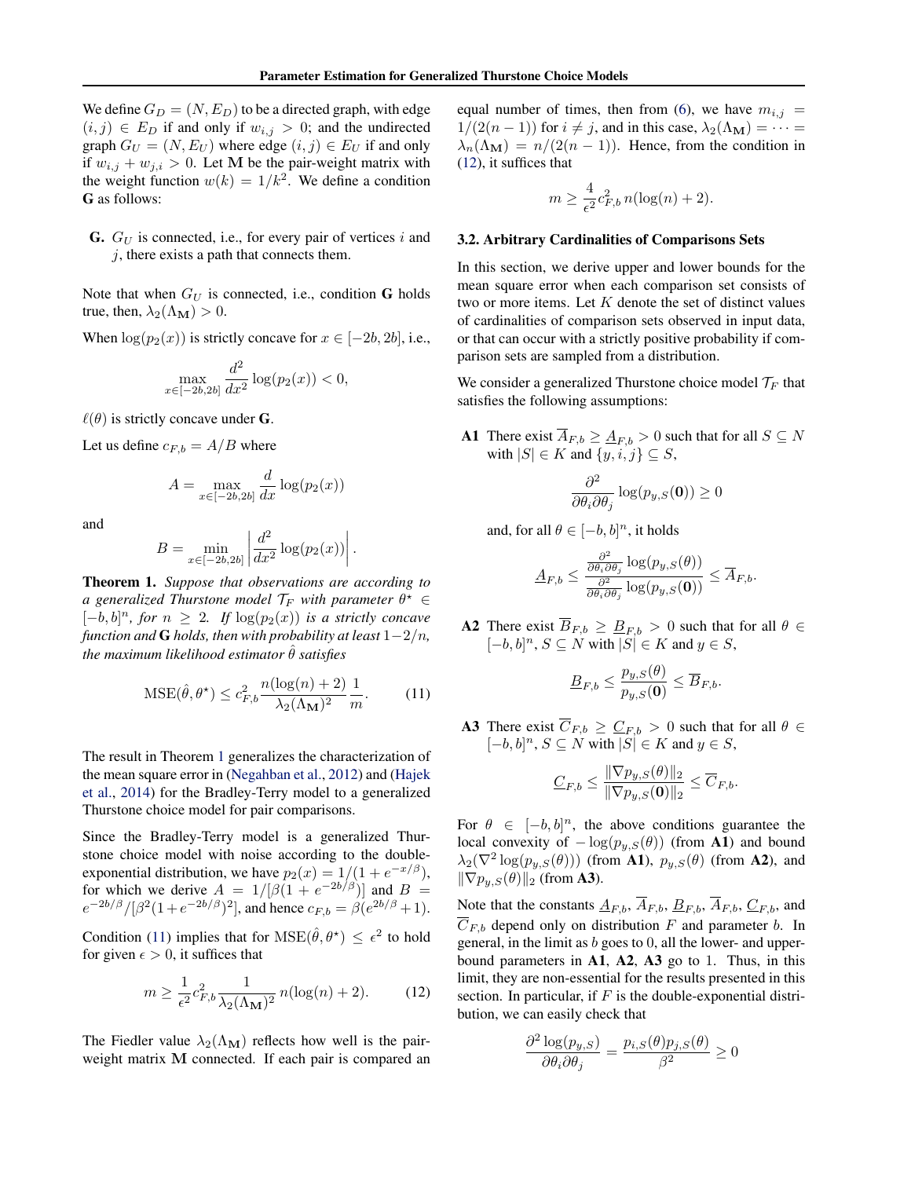We define $G_D = (N, E_D)$ to be a directed graph, with edge $(i, j) \in E_D$ if and only if $w_{i,j} > 0$; and the undirected graph $G_U = (N, E_U)$ where edge $(i, j) \in E_U$ if and only if $w_{i,j} + w_{j,i} > 0$. Let $\mathbf{M}$ be the pair-weight matrix with the weight function $w(k) = 1/k^2$. We define a condition **G** as follows:

**G.** $G_U$ is connected, i.e., for every pair of vertices $i$ and $j$, there exists a path that connects them.

Note that when $G_U$ is connected, i.e., condition **G** holds true, then, $\lambda_2(\Lambda_{\mathbf{M}}) > 0$.

When $\log(p_2(x))$ is strictly concave for $x \in [-2b, 2b]$, i.e.,

$$\max_{x \in [-2b, 2b]} \frac{d^2}{dx^2} \log(p_2(x)) < 0,$$

$\ell(\theta)$ is strictly concave under **G**.

Let us define $c_{F,b} = A/B$ where

$$A = \max_{x \in [-2b, 2b]} \frac{d}{dx} \log(p_2(x))$$

and

$$B = \min_{x \in [-2b, 2b]} \left| \frac{d^2}{dx^2} \log(p_2(x)) \right|.$$

**Theorem 1.** *Suppose that observations are according to a generalized Thurstone model $\mathcal{T}_F$ with parameter $\theta^\star \in [-b, b]^n$, for $n \geq 2$. If $\log(p_2(x))$ is a strictly concave function and* **G** *holds, then with probability at least $1 - 2/n$, the maximum likelihood estimator $\hat{\theta}$ satisfies*

$$\mathrm{MSE}(\hat{\theta}, \theta^\star) \leq c_{F,b}^2 \frac{n(\log(n) + 2)}{\lambda_2(\Lambda_{\mathbf{M}})^2} \frac{1}{m}. \tag{11}$$

The result in Theorem 1 generalizes the characterization of the mean square error in (Negahban et al., 2012) and (Hajek et al., 2014) for the Bradley-Terry model to a generalized Thurstone choice model for pair comparisons.

Since the Bradley-Terry model is a generalized Thurstone choice model with noise according to the double-exponential distribution, we have $p_2(x) = 1/(1 + e^{-x/\beta})$, for which we derive $A = 1/[\beta(1 + e^{-2b/\beta})]$ and $B = e^{-2b/\beta}/[\beta^2(1 + e^{-2b/\beta})^2]$, and hence $c_{F,b} = \beta(e^{2b/\beta} + 1)$.

Condition (11) implies that for $\mathrm{MSE}(\hat{\theta}, \theta^\star) \leq \epsilon^2$ to hold for given $\epsilon > 0$, it suffices that

$$m \geq \frac{1}{\epsilon^2} c_{F,b}^2 \frac{1}{\lambda_2(\Lambda_{\mathbf{M}})^2} n(\log(n) + 2). \tag{12}$$

The Fiedler value $\lambda_2(\Lambda_{\mathbf{M}})$ reflects how well is the pair-weight matrix $\mathbf{M}$ connected. If each pair is compared an equal number of times, then from (6), we have $m_{i,j} = 1/(2(n-1))$ for $i \neq j$, and in this case, $\lambda_2(\Lambda_{\mathbf{M}}) = \cdots = \lambda_n(\Lambda_{\mathbf{M}}) = n/(2(n-1))$. Hence, from the condition in (12), it suffices that

$$m \geq \frac{4}{\epsilon^2} c_{F,b}^2 \, n(\log(n) + 2).$$

### 3.2. Arbitrary Cardinalities of Comparisons Sets

In this section, we derive upper and lower bounds for the mean square error when each comparison set consists of two or more items. Let $K$ denote the set of distinct values of cardinalities of comparison sets observed in input data, or that can occur with a strictly positive probability if comparison sets are sampled from a distribution.

We consider a generalized Thurstone choice model $\mathcal{T}_F$ that satisfies the following assumptions:

**A1** There exist $\overline{A}_{F,b} \geq \underline{A}_{F,b} > 0$ such that for all $S \subseteq N$ with $|S| \in K$ and $\{y, i, j\} \subseteq S$,

$$\frac{\partial^2}{\partial \theta_i \partial \theta_j} \log(p_{y,S}(\mathbf{0})) \geq 0$$

and, for all $\theta \in [-b, b]^n$, it holds

$$\underline{A}_{F,b} \leq \frac{\frac{\partial^2}{\partial \theta_i \partial \theta_j} \log(p_{y,S}(\theta))}{\frac{\partial^2}{\partial \theta_i \partial \theta_j} \log(p_{y,S}(\mathbf{0}))} \leq \overline{A}_{F,b}.$$

**A2** There exist $\overline{B}_{F,b} \geq \underline{B}_{F,b} > 0$ such that for all $\theta \in [-b, b]^n$, $S \subseteq N$ with $|S| \in K$ and $y \in S$,

$$\underline{B}_{F,b} \leq \frac{p_{y,S}(\theta)}{p_{y,S}(\mathbf{0})} \leq \overline{B}_{F,b}.$$

**A3** There exist $\overline{C}_{F,b} \geq \underline{C}_{F,b} > 0$ such that for all $\theta \in [-b, b]^n$, $S \subseteq N$ with $|S| \in K$ and $y \in S$,

$$\underline{C}_{F,b} \leq \frac{\|\nabla p_{y,S}(\theta)\|_2}{\|\nabla p_{y,S}(\mathbf{0})\|_2} \leq \overline{C}_{F,b}.$$

For $\theta \in [-b, b]^n$, the above conditions guarantee the local convexity of $-\log(p_{y,S}(\theta))$ (from **A1**) and bound $\lambda_2(\nabla^2 \log(p_{y,S}(\theta)))$ (from **A1**), $p_{y,S}(\theta)$ (from **A2**), and $\|\nabla p_{y,S}(\theta)\|_2$ (from **A3**).

Note that the constants $\underline{A}_{F,b}$, $\overline{A}_{F,b}$, $\underline{B}_{F,b}$, $\overline{A}_{F,b}$, $\underline{C}_{F,b}$, and $\overline{C}_{F,b}$ depend only on distribution $F$ and parameter $b$. In general, in the limit as $b$ goes to $0$, all the lower- and upper-bound parameters in **A1**, **A2**, **A3** go to $1$. Thus, in this limit, they are non-essential for the results presented in this section. In particular, if $F$ is the double-exponential distribution, we can easily check that

$$\frac{\partial^2 \log(p_{y,S})}{\partial \theta_i \partial \theta_j} = \frac{p_{i,S}(\theta) p_{j,S}(\theta)}{\beta^2} \geq 0$$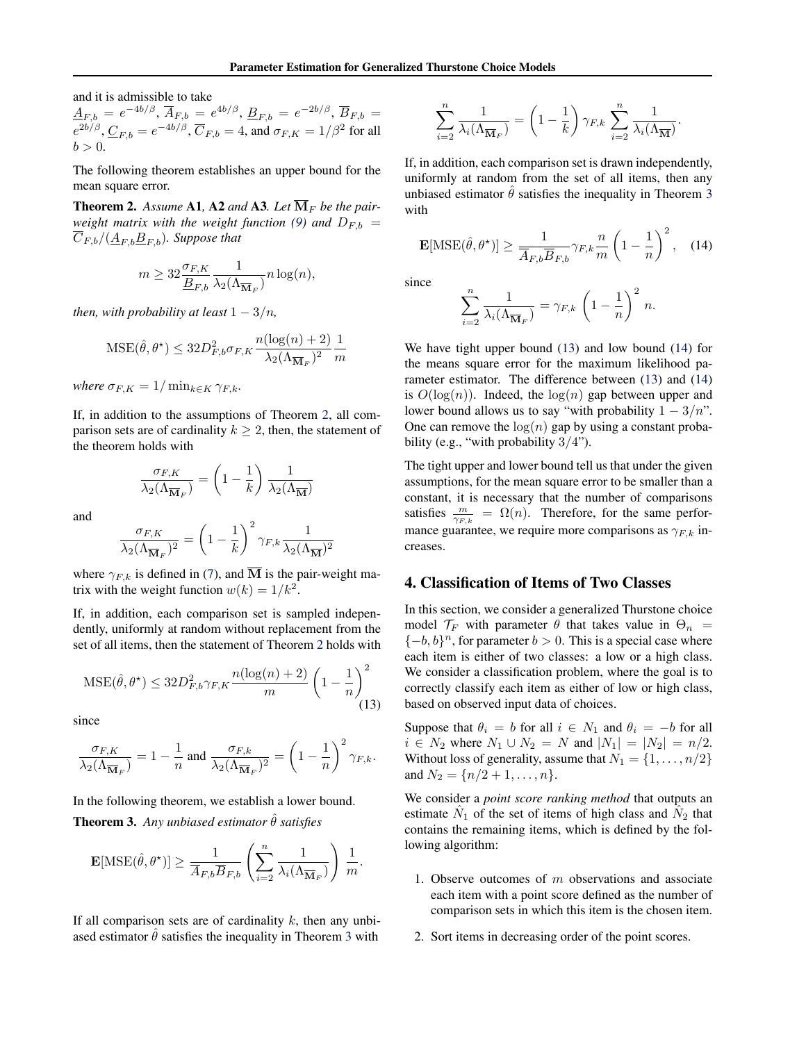and it is admissible to take $\underline{A}_{F,b} = e^{-4b/\beta}$, $\overline{A}_{F,b} = e^{4b/\beta}$, $\underline{B}_{F,b} = e^{-2b/\beta}$, $\overline{B}_{F,b} = e^{2b/\beta}$, $\underline{C}_{F,b} = e^{-4b/\beta}$, $\overline{C}_{F,b} = 4$, and $\sigma_{F,K} = 1/\beta^2$ for all $b > 0$.

The following theorem establishes an upper bound for the mean square error.

**Theorem 2.** *Assume* **A1**, **A2** *and* **A3**. *Let $\overline{\mathbf{M}}_F$ be the pair-weight matrix with the weight function (9) and $D_{F,b} = \overline{C}_{F,b}/(\underline{A}_{F,b}\underline{B}_{F,b})$. Suppose that*

$$m \geq 32\frac{\sigma_{F,K}}{\underline{B}_{F,b}}\frac{1}{\lambda_2(\Lambda_{\overline{\mathbf{M}}_F})} n\log(n),$$

*then, with probability at least $1 - 3/n$,*

$$\mathrm{MSE}(\hat{\theta}, \theta^\star) \leq 32 D_{F,b}^2 \sigma_{F,K} \frac{n(\log(n)+2)}{\lambda_2(\Lambda_{\overline{\mathbf{M}}_F})^2}\frac{1}{m}$$

*where $\sigma_{F,K} = 1/\min_{k\in K}\gamma_{F,k}$.*

If, in addition to the assumptions of Theorem 2, all comparison sets are of cardinality $k \geq 2$, then, the statement of the theorem holds with

$$\frac{\sigma_{F,K}}{\lambda_2(\Lambda_{\overline{\mathbf{M}}_F})} = \left(1 - \frac{1}{k}\right)\frac{1}{\lambda_2(\Lambda_{\overline{\mathbf{M}}})}$$

and

$$\frac{\sigma_{F,K}}{\lambda_2(\Lambda_{\overline{\mathbf{M}}_F})^2} = \left(1 - \frac{1}{k}\right)^2 \gamma_{F,k}\frac{1}{\lambda_2(\Lambda_{\overline{\mathbf{M}}})^2}$$

where $\gamma_{F,k}$ is defined in (7), and $\overline{\mathbf{M}}$ is the pair-weight matrix with the weight function $w(k) = 1/k^2$.

If, in addition, each comparison set is sampled independently, uniformly at random without replacement from the set of all items, then the statement of Theorem 2 holds with

$$\mathrm{MSE}(\hat{\theta}, \theta^\star) \leq 32 D_{F,b}^2 \gamma_{F,K}\frac{n(\log(n)+2)}{m}\left(1 - \frac{1}{n}\right)^2 \tag{13}$$

since

$$\frac{\sigma_{F,K}}{\lambda_2(\Lambda_{\overline{\mathbf{M}}_F})} = 1 - \frac{1}{n} \text{ and } \frac{\sigma_{F,k}}{\lambda_2(\Lambda_{\overline{\mathbf{M}}_F})^2} = \left(1 - \frac{1}{n}\right)^2\gamma_{F,k}.$$

In the following theorem, we establish a lower bound.

**Theorem 3.** *Any unbiased estimator $\hat{\theta}$ satisfies*

$$\mathbf{E}[\mathrm{MSE}(\hat{\theta}, \theta^\star)] \geq \frac{1}{\overline{A}_{F,b}\overline{B}_{F,b}}\left(\sum_{i=2}^n \frac{1}{\lambda_i(\Lambda_{\overline{\mathbf{M}}_F})}\right)\frac{1}{m}.$$

If all comparison sets are of cardinality $k$, then any unbiased estimator $\hat{\theta}$ satisfies the inequality in Theorem 3 with

$$\sum_{i=2}^n \frac{1}{\lambda_i(\Lambda_{\overline{\mathbf{M}}_F})} = \left(1 - \frac{1}{k}\right)\gamma_{F,k}\sum_{i=2}^n \frac{1}{\lambda_i(\Lambda_{\overline{\mathbf{M}}})}.$$

If, in addition, each comparison set is drawn independently, uniformly at random from the set of all items, then any unbiased estimator $\hat{\theta}$ satisfies the inequality in Theorem 3 with

$$\mathbf{E}[\mathrm{MSE}(\hat{\theta}, \theta^\star)] \geq \frac{1}{\overline{A}_{F,b}\overline{B}_{F,b}}\gamma_{F,k}\frac{n}{m}\left(1 - \frac{1}{n}\right)^2, \tag{14}$$

since

$$\sum_{i=2}^n \frac{1}{\lambda_i(\Lambda_{\overline{\mathbf{M}}_F})} = \gamma_{F,k}\left(1 - \frac{1}{n}\right)^2 n.$$

We have tight upper bound (13) and low bound (14) for the means square error for the maximum likelihood parameter estimator. The difference between (13) and (14) is $O(\log(n))$. Indeed, the $\log(n)$ gap between upper and lower bound allows us to say "with probability $1 - 3/n$". One can remove the $\log(n)$ gap by using a constant probability (e.g., "with probability $3/4$").

The tight upper and lower bound tell us that under the given assumptions, for the mean square error to be smaller than a constant, it is necessary that the number of comparisons satisfies $\frac{m}{\gamma_{F,k}} = \Omega(n)$. Therefore, for the same performance guarantee, we require more comparisons as $\gamma_{F,k}$ increases.

## 4. Classification of Items of Two Classes

In this section, we consider a generalized Thurstone choice model $\mathcal{T}_F$ with parameter $\theta$ that takes value in $\Theta_n = \{-b, b\}^n$, for parameter $b > 0$. This is a special case where each item is either of two classes: a low or a high class. We consider a classification problem, where the goal is to correctly classify each item as either of low or high class, based on observed input data of choices.

Suppose that $\theta_i = b$ for all $i \in N_1$ and $\theta_i = -b$ for all $i \in N_2$ where $N_1 \cup N_2 = N$ and $|N_1| = |N_2| = n/2$. Without loss of generality, assume that $N_1 = \{1, \dots, n/2\}$ and $N_2 = \{n/2+1, \dots, n\}$.

We consider a *point score ranking method* that outputs an estimate $\hat{N}_1$ of the set of items of high class and $\hat{N}_2$ that contains the remaining items, which is defined by the following algorithm:

1. Observe outcomes of $m$ observations and associate each item with a point score defined as the number of comparison sets in which this item is the chosen item.
2. Sort items in decreasing order of the point scores.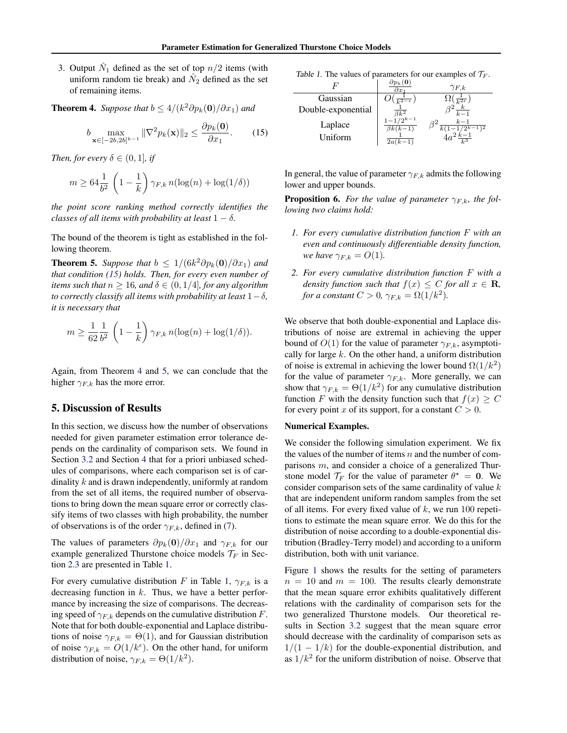3. Output $\hat{N}_1$ defined as the set of top $n/2$ items (with uniform random tie break) and $\hat{N}_2$ defined as the set of remaining items.

**Theorem 4.** *Suppose that $b \leq 4/(k^2 \partial p_k(\mathbf{0})/\partial x_1)$ and*

$$b \max_{\mathbf{x} \in [-2b, 2b]^{k-1}} \|\nabla^2 p_k(\mathbf{x})\|_2 \leq \frac{\partial p_k(\mathbf{0})}{\partial x_1}. \quad (15)$$

*Then, for every $\delta \in (0, 1]$, if*

$$m \geq 64 \frac{1}{b^2} \left(1 - \frac{1}{k}\right) \gamma_{F,k}\, n(\log(n) + \log(1/\delta))$$

*the point score ranking method correctly identifies the classes of all items with probability at least $1 - \delta$.*

The bound of the theorem is tight as established in the following theorem.

**Theorem 5.** *Suppose that $b \leq 1/(6k^2 \partial p_k(\mathbf{0})/\partial x_1)$ and that condition (15) holds. Then, for every even number of items such that $n \geq 16$, and $\delta \in (0, 1/4]$, for any algorithm to correctly classify all items with probability at least $1-\delta$, it is necessary that*

$$m \geq \frac{1}{62} \frac{1}{b^2} \left(1 - \frac{1}{k}\right) \gamma_{F,k}\, n(\log(n) + \log(1/\delta)).$$

Again, from Theorem 4 and 5, we can conclude that the higher $\gamma_{F,k}$ has the more error.

## 5. Discussion of Results

In this section, we discuss how the number of observations needed for given parameter estimation error tolerance depends on the cardinality of comparison sets. We found in Section 3.2 and Section 4 that for a priori unbiased schedules of comparisons, where each comparison set is of cardinality $k$ and is drawn independently, uniformly at random from the set of all items, the required number of observations to bring down the mean square error or correctly classify items of two classes with high probability, the number of observations is of the order $\gamma_{F,k}$, defined in (7).

The values of parameters $\partial p_k(\mathbf{0})/\partial x_1$ and $\gamma_{F,k}$ for our example generalized Thurstone choice models $\mathcal{T}_F$ in Section 2.3 are presented in Table 1.

For every cumulative distribution $F$ in Table 1, $\gamma_{F,k}$ is a decreasing function in $k$. Thus, we have a better performance by increasing the size of comparisons. The decreasing speed of $\gamma_{F,k}$ depends on the cumulative distribution $F$. Note that for both double-exponential and Laplace distributions of noise $\gamma_{F,k} = \Theta(1)$, and for Gaussian distribution of noise $\gamma_{F,k} = O(1/k^{\epsilon})$. On the other hand, for uniform distribution of noise, $\gamma_{F,k} = \Theta(1/k^2)$.

*Table 1.* The values of parameters for our examples of $\mathcal{T}_F$.

| $F$ | $\frac{\partial p_k(\mathbf{0})}{\partial x_1}$ | $\gamma_{F,k}$ |
|---|---|---|
| Gaussian | $O(\frac{1}{k^{2-\epsilon}})$ | $\Omega(\frac{1}{k^{2\epsilon}})$ |
| Double-exponential | $\frac{1}{\beta k^2}$ | $\beta^2 \frac{k}{k-1}$ |
| Laplace | $\frac{1-1/2^{k-1}}{\beta k(k-1)}$ | $\beta^2 \frac{k-1}{k(1-1/2^{k-1})^2}$ |
| Uniform | $\frac{1}{2a(k-1)}$ | $4a^2 \frac{k-1}{k^3}$ |

In general, the value of parameter $\gamma_{F,k}$ admits the following lower and upper bounds.

**Proposition 6.** *For the value of parameter $\gamma_{F,k}$, the following two claims hold:*

1. *For every cumulative distribution function $F$ with an even and continuously differentiable density function, we have $\gamma_{F,k} = O(1)$.*

2. *For every cumulative distribution function $F$ with a density function such that $f(x) \leq C$ for all $x \in \mathbf{R}$, for a constant $C > 0$, $\gamma_{F,k} = \Omega(1/k^2)$.*

We observe that both double-exponential and Laplace distributions of noise are extremal in achieving the upper bound of $O(1)$ for the value of parameter $\gamma_{F,k}$, asymptotically for large $k$. On the other hand, a uniform distribution of noise is extremal in achieving the lower bound $\Omega(1/k^2)$ for the value of parameter $\gamma_{F,k}$. More generally, we can show that $\gamma_{F,k} = \Theta(1/k^2)$ for any cumulative distribution function $F$ with the density function such that $f(x) \geq C$ for every point $x$ of its support, for a constant $C > 0$.

**Numerical Examples.**

We consider the following simulation experiment. We fix the values of the number of items $n$ and the number of comparisons $m$, and consider a choice of a generalized Thurstone model $\mathcal{T}_F$ for the value of parameter $\theta^\star = \mathbf{0}$. We consider comparison sets of the same cardinality of value $k$ that are independent uniform random samples from the set of all items. For every fixed value of $k$, we run 100 repetitions to estimate the mean square error. We do this for the distribution of noise according to a double-exponential distribution (Bradley-Terry model) and according to a uniform distribution, both with unit variance.

Figure 1 shows the results for the setting of parameters $n = 10$ and $m = 100$. The results clearly demonstrate that the mean square error exhibits qualitatively different relations with the cardinality of comparison sets for the two generalized Thurstone models. Our theoretical results in Section 3.2 suggest that the mean square error should decrease with the cardinality of comparison sets as $1/(1 - 1/k)$ for the double-exponential distribution, and as $1/k^2$ for the uniform distribution of noise. Observe that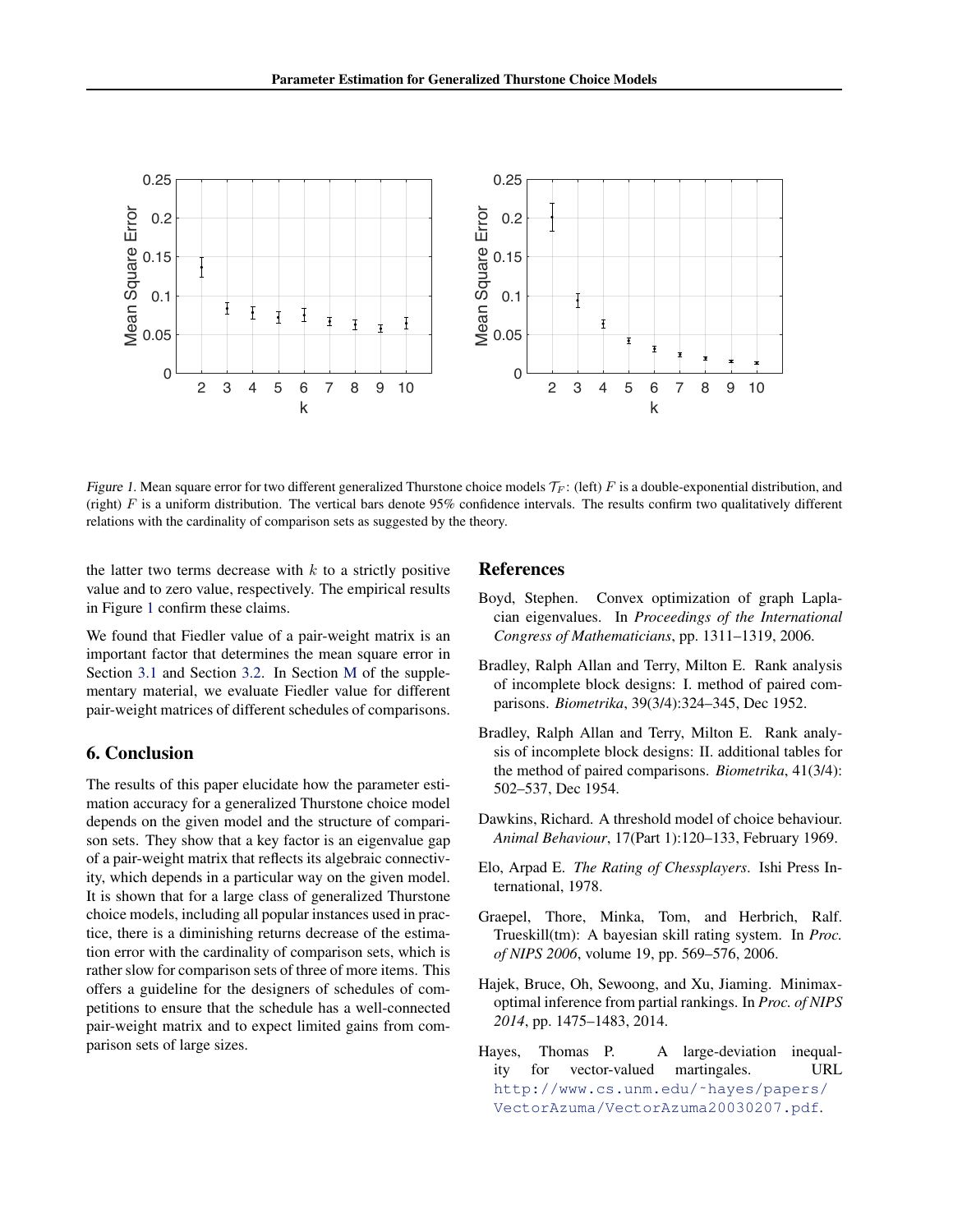*Figure 1.* Mean square error for two different generalized Thurstone choice models $\mathcal{T}_F$: (left) $F$ is a double-exponential distribution, and (right) $F$ is a uniform distribution. The vertical bars denote 95% confidence intervals. The results confirm two qualitatively different relations with the cardinality of comparison sets as suggested by the theory.

the latter two terms decrease with $k$ to a strictly positive value and to zero value, respectively. The empirical results in Figure 1 confirm these claims.

We found that Fiedler value of a pair-weight matrix is an important factor that determines the mean square error in Section 3.1 and Section 3.2. In Section M of the supplementary material, we evaluate Fiedler value for different pair-weight matrices of different schedules of comparisons.

## 6. Conclusion

The results of this paper elucidate how the parameter estimation accuracy for a generalized Thurstone choice model depends on the given model and the structure of comparison sets. They show that a key factor is an eigenvalue gap of a pair-weight matrix that reflects its algebraic connectivity, which depends in a particular way on the given model. It is shown that for a large class of generalized Thurstone choice models, including all popular instances used in practice, there is a diminishing returns decrease of the estimation error with the cardinality of comparison sets, which is rather slow for comparison sets of three of more items. This offers a guideline for the designers of schedules of competitions to ensure that the schedule has a well-connected pair-weight matrix and to expect limited gains from comparison sets of large sizes.

## References

Boyd, Stephen. Convex optimization of graph Laplacian eigenvalues. In *Proceedings of the International Congress of Mathematicians*, pp. 1311–1319, 2006.

Bradley, Ralph Allan and Terry, Milton E. Rank analysis of incomplete block designs: I. method of paired comparisons. *Biometrika*, 39(3/4):324–345, Dec 1952.

Bradley, Ralph Allan and Terry, Milton E. Rank analysis of incomplete block designs: II. additional tables for the method of paired comparisons. *Biometrika*, 41(3/4): 502–537, Dec 1954.

Dawkins, Richard. A threshold model of choice behaviour. *Animal Behaviour*, 17(Part 1):120–133, February 1969.

Elo, Arpad E. *The Rating of Chessplayers*. Ishi Press International, 1978.

Graepel, Thore, Minka, Tom, and Herbrich, Ralf. Trueskill(tm): A bayesian skill rating system. In *Proc. of NIPS 2006*, volume 19, pp. 569–576, 2006.

Hajek, Bruce, Oh, Sewoong, and Xu, Jiaming. Minimax-optimal inference from partial rankings. In *Proc. of NIPS 2014*, pp. 1475–1483, 2014.

Hayes, Thomas P. A large-deviation inequality for vector-valued martingales. URL http://www.cs.unm.edu/~hayes/papers/VectorAzuma/VectorAzuma20030207.pdf.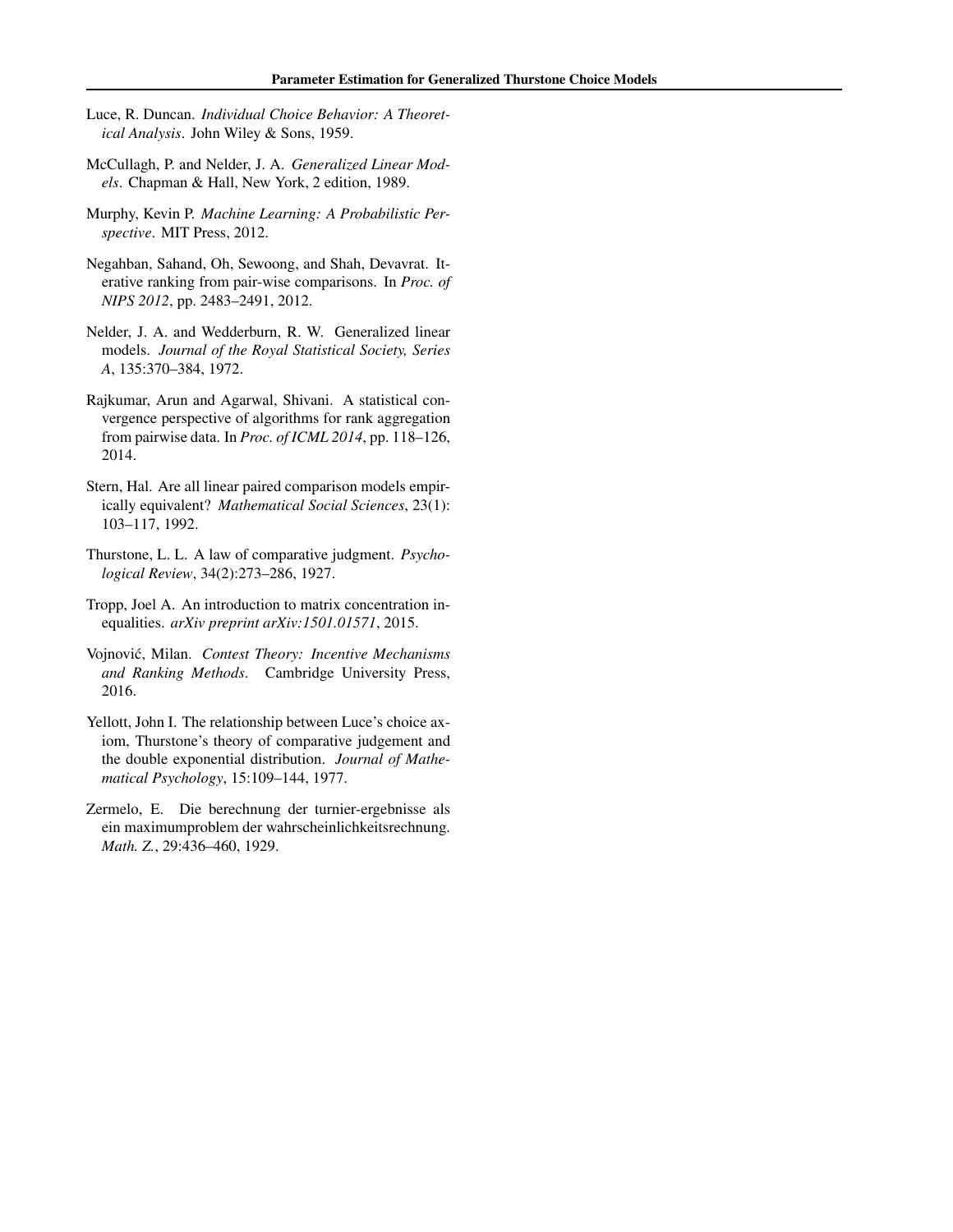Luce, R. Duncan. *Individual Choice Behavior: A Theoretical Analysis*. John Wiley & Sons, 1959.

McCullagh, P. and Nelder, J. A. *Generalized Linear Models*. Chapman & Hall, New York, 2 edition, 1989.

Murphy, Kevin P. *Machine Learning: A Probabilistic Perspective*. MIT Press, 2012.

Negahban, Sahand, Oh, Sewoong, and Shah, Devavrat. Iterative ranking from pair-wise comparisons. In *Proc. of NIPS 2012*, pp. 2483–2491, 2012.

Nelder, J. A. and Wedderburn, R. W. Generalized linear models. *Journal of the Royal Statistical Society, Series A*, 135:370–384, 1972.

Rajkumar, Arun and Agarwal, Shivani. A statistical convergence perspective of algorithms for rank aggregation from pairwise data. In *Proc. of ICML 2014*, pp. 118–126, 2014.

Stern, Hal. Are all linear paired comparison models empirically equivalent? *Mathematical Social Sciences*, 23(1): 103–117, 1992.

Thurstone, L. L. A law of comparative judgment. *Psychological Review*, 34(2):273–286, 1927.

Tropp, Joel A. An introduction to matrix concentration inequalities. *arXiv preprint arXiv:1501.01571*, 2015.

Vojnović, Milan. *Contest Theory: Incentive Mechanisms and Ranking Methods*. Cambridge University Press, 2016.

Yellott, John I. The relationship between Luce's choice axiom, Thurstone's theory of comparative judgement and the double exponential distribution. *Journal of Mathematical Psychology*, 15:109–144, 1977.

Zermelo, E. Die berechnung der turnier-ergebnisse als ein maximumproblem der wahrscheinlichkeitsrechnung. *Math. Z.*, 29:436–460, 1929.